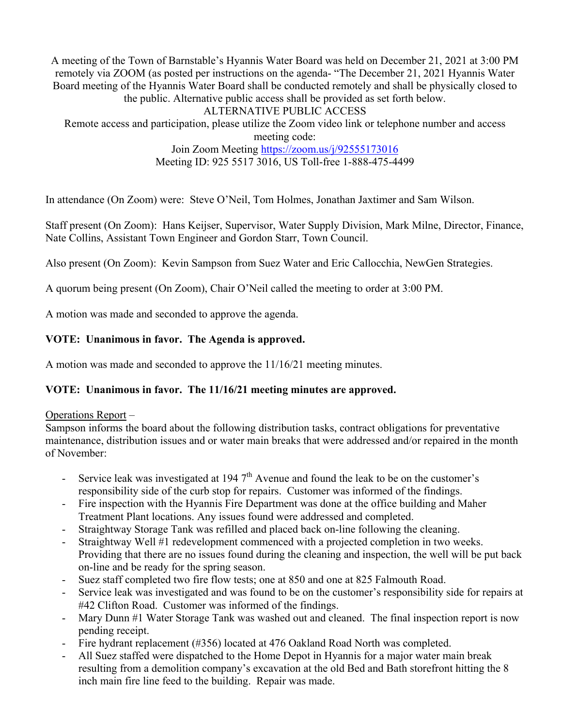A meeting of the Town of Barnstable's Hyannis Water Board was held on December 21, 2021 at 3:00 PM remotely via ZOOM (as posted per instructions on the agenda- "The December 21, 2021 Hyannis Water Board meeting of the Hyannis Water Board shall be conducted remotely and shall be physically closed to the public. Alternative public access shall be provided as set forth below.

ALTERNATIVE PUBLIC ACCESS

Remote access and participation, please utilize the Zoom video link or telephone number and access meeting code:

Join Zoom Meeting https://zoom.us/j/92555173016

Meeting ID: 925 5517 3016, US Toll-free 1-888-475-4499

In attendance (On Zoom) were: Steve O'Neil, Tom Holmes, Jonathan Jaxtimer and Sam Wilson.

Staff present (On Zoom): Hans Keijser, Supervisor, Water Supply Division, Mark Milne, Director, Finance, Nate Collins, Assistant Town Engineer and Gordon Starr, Town Council.

Also present (On Zoom): Kevin Sampson from Suez Water and Eric Callocchia, NewGen Strategies.

A quorum being present (On Zoom), Chair O'Neil called the meeting to order at 3:00 PM.

A motion was made and seconded to approve the agenda.

**VOTE: Unanimous in favor. The Agenda is approved.**

A motion was made and seconded to approve the 11/16/21 meeting minutes.

**VOTE: Unanimous in favor. The 11/16/21 meeting minutes are approved.**

Operations Report –

Sampson informs the board about the following distribution tasks, contract obligations for preventative maintenance, distribution issues and or water main breaks that were addressed and/or repaired in the month of November:

- Service leak was investigated at 194 7th Avenue and found the leak to be on the customer's responsibility side of the curb stop for repairs. Customer was informed of the findings.
- Fire inspection with the Hyannis Fire Department was done at the office building and Maher Treatment Plant locations. Any issues found were addressed and completed.
- Straightway Storage Tank was refilled and placed back on-line following the cleaning.
- Straightway Well #1 redevelopment commenced with a projected completion in two weeks. Providing that there are no issues found during the cleaning and inspection, the well will be put back on-line and be ready for the spring season.
- Suez staff completed two fire flow tests; one at 850 and one at 825 Falmouth Road.
- Service leak was investigated and was found to be on the customer's responsibility side for repairs at #42 Clifton Road. Customer was informed of the findings.
- Mary Dunn #1 Water Storage Tank was washed out and cleaned. The final inspection report is now pending receipt.
- Fire hydrant replacement (#356) located at 476 Oakland Road North was completed.
- All Suez staffed were dispatched to the Home Depot in Hyannis for a major water main break resulting from a demolition company's excavation at the old Bed and Bath storefront hitting the 8 inch main fire line feed to the building. Repair was made.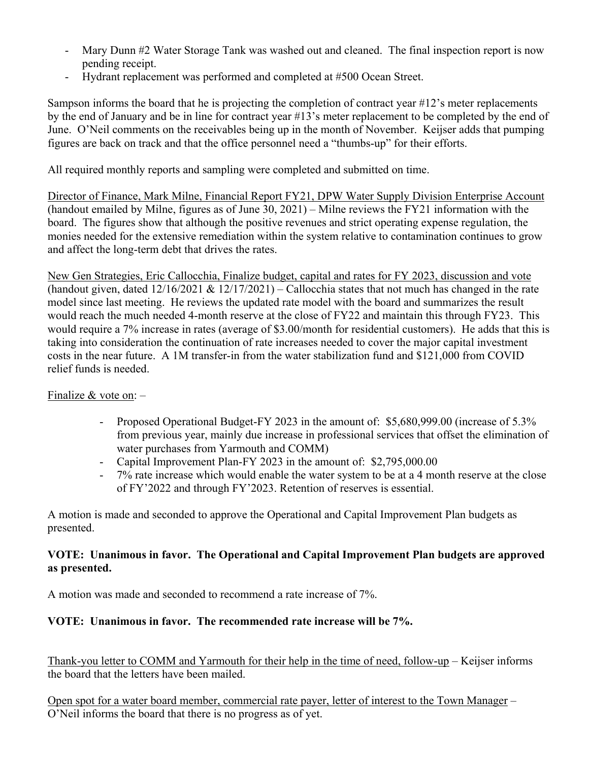- Mary Dunn #2 Water Storage Tank was washed out and cleaned. The final inspection report is now pending receipt.
- Hydrant replacement was performed and completed at #500 Ocean Street.

Sampson informs the board that he is projecting the completion of contract year #12's meter replacements by the end of January and be in line for contract year #13's meter replacement to be completed by the end of June. O'Neil comments on the receivables being up in the month of November. Keijser adds that pumping figures are back on track and that the office personnel need a "thumbs-up" for their efforts.

All required monthly reports and sampling were completed and submitted on time.

<u>Director of Finance, Mark Milne, Financial Report FY21, DPW Water Supply Division Enterprise Account</u> (handout emailed by Milne, figures as of June 30, 2021) – Milne reviews the FY21 information with the board. The figures show that although the positive revenues and strict operating expense regulation, the monies needed for the extensive remediation within the system relative to contamination continues to grow and affect the long-term debt that drives the rates.

<u>New Gen Strategies, Eric Callocchia, Finalize budget, capital and rates for FY 2023, discussion and vote</u> (handout given, dated 12/16/2021 & 12/17/2021) – Callocchia states that not much has changed in the rate model since last meeting. He reviews the updated rate model with the board and summarizes the result would reach the much needed 4-month reserve at the close of FY22 and maintain this through FY23. This would require a 7% increase in rates (average of $3.00/month for residential customers). He adds that this is taking into consideration the continuation of rate increases needed to cover the major capital investment costs in the near future. A 1M transfer-in from the water stabilization fund and $121,000 from COVID relief funds is needed.

<u>Finalize & vote on</u>: –

- Proposed Operational Budget-FY 2023 in the amount of: $5,680,999.00 (increase of 5.3% from previous year, mainly due increase in professional services that offset the elimination of water purchases from Yarmouth and COMM)
- Capital Improvement Plan-FY 2023 in the amount of: $2,795,000.00
- 7% rate increase which would enable the water system to be at a 4 month reserve at the close of FY'2022 and through FY'2023. Retention of reserves is essential.

A motion is made and seconded to approve the Operational and Capital Improvement Plan budgets as presented.

**VOTE: Unanimous in favor. The Operational and Capital Improvement Plan budgets are approved as presented.**

A motion was made and seconded to recommend a rate increase of 7%.

**VOTE: Unanimous in favor. The recommended rate increase will be 7%.**

<u>Thank-you letter to COMM and Yarmouth for their help in the time of need, follow-up</u> – Keijser informs the board that the letters have been mailed.

<u>Open spot for a water board member, commercial rate payer, letter of interest to the Town Manager</u> – O'Neil informs the board that there is no progress as of yet.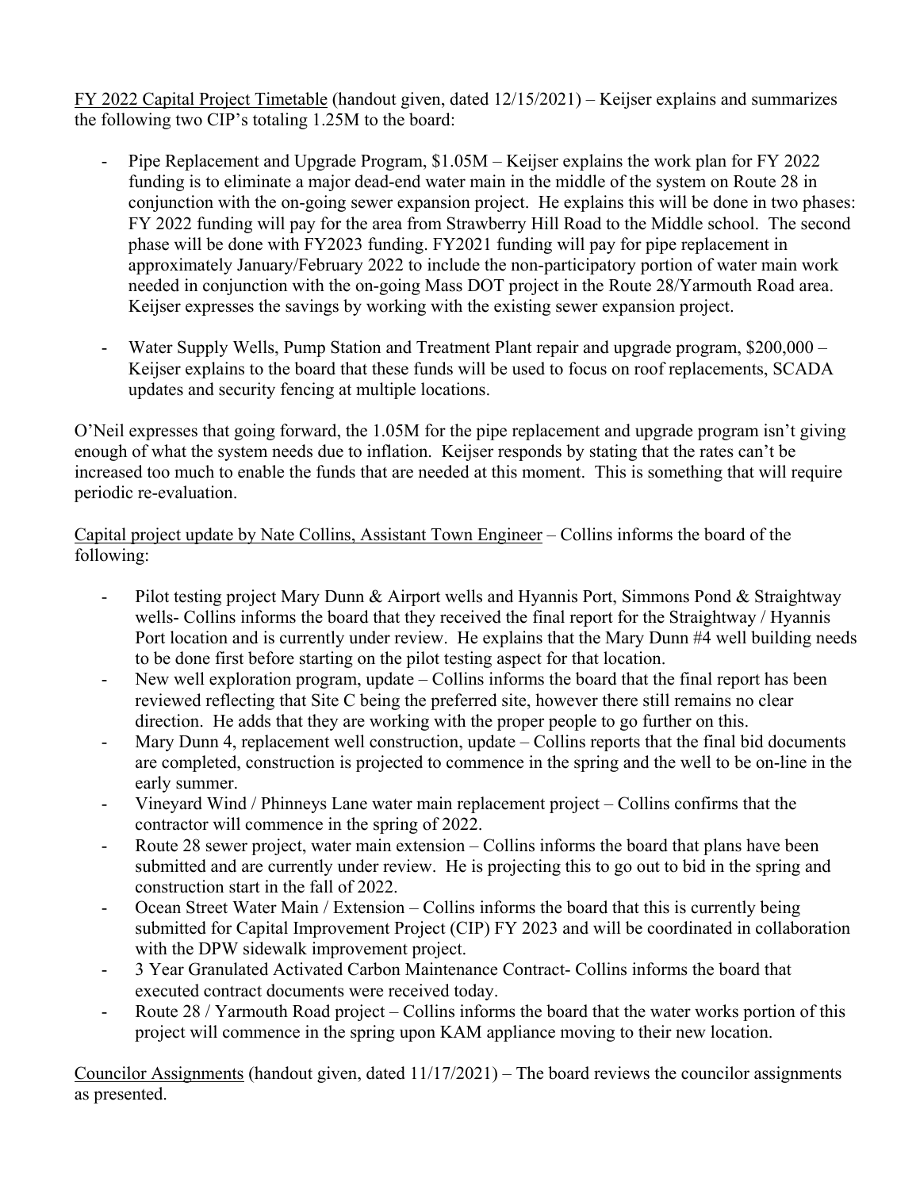<u>FY 2022 Capital Project Timetable</u> (handout given, dated 12/15/2021) – Keijser explains and summarizes the following two CIP's totaling 1.25M to the board:

- Pipe Replacement and Upgrade Program, $1.05M – Keijser explains the work plan for FY 2022 funding is to eliminate a major dead-end water main in the middle of the system on Route 28 in conjunction with the on-going sewer expansion project. He explains this will be done in two phases: FY 2022 funding will pay for the area from Strawberry Hill Road to the Middle school. The second phase will be done with FY2023 funding. FY2021 funding will pay for pipe replacement in approximately January/February 2022 to include the non-participatory portion of water main work needed in conjunction with the on-going Mass DOT project in the Route 28/Yarmouth Road area. Keijser expresses the savings by working with the existing sewer expansion project.

- Water Supply Wells, Pump Station and Treatment Plant repair and upgrade program, $200,000 – Keijser explains to the board that these funds will be used to focus on roof replacements, SCADA updates and security fencing at multiple locations.

O'Neil expresses that going forward, the 1.05M for the pipe replacement and upgrade program isn't giving enough of what the system needs due to inflation. Keijser responds by stating that the rates can't be increased too much to enable the funds that are needed at this moment. This is something that will require periodic re-evaluation.

<u>Capital project update by Nate Collins, Assistant Town Engineer</u> – Collins informs the board of the following:

- Pilot testing project Mary Dunn & Airport wells and Hyannis Port, Simmons Pond & Straightway wells- Collins informs the board that they received the final report for the Straightway / Hyannis Port location and is currently under review. He explains that the Mary Dunn #4 well building needs to be done first before starting on the pilot testing aspect for that location.
- New well exploration program, update – Collins informs the board that the final report has been reviewed reflecting that Site C being the preferred site, however there still remains no clear direction. He adds that they are working with the proper people to go further on this.
- Mary Dunn 4, replacement well construction, update – Collins reports that the final bid documents are completed, construction is projected to commence in the spring and the well to be on-line in the early summer.
- Vineyard Wind / Phinneys Lane water main replacement project – Collins confirms that the contractor will commence in the spring of 2022.
- Route 28 sewer project, water main extension – Collins informs the board that plans have been submitted and are currently under review. He is projecting this to go out to bid in the spring and construction start in the fall of 2022.
- Ocean Street Water Main / Extension – Collins informs the board that this is currently being submitted for Capital Improvement Project (CIP) FY 2023 and will be coordinated in collaboration with the DPW sidewalk improvement project.
- 3 Year Granulated Activated Carbon Maintenance Contract- Collins informs the board that executed contract documents were received today.
- Route 28 / Yarmouth Road project – Collins informs the board that the water works portion of this project will commence in the spring upon KAM appliance moving to their new location.

<u>Councilor Assignments</u> (handout given, dated 11/17/2021) – The board reviews the councilor assignments as presented.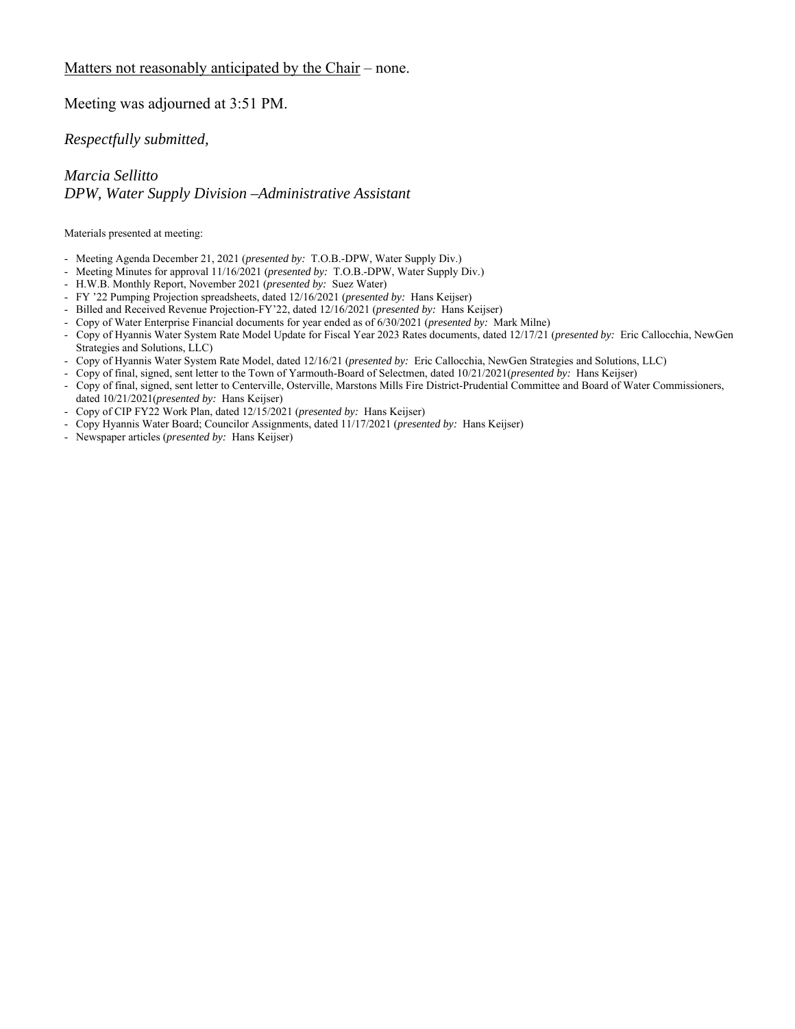Matters not reasonably anticipated by the Chair – none.

Meeting was adjourned at 3:51 PM.

*Respectfully submitted,*

*Marcia Sellitto*
*DPW, Water Supply Division –Administrative Assistant*

Materials presented at meeting:

- Meeting Agenda December 21, 2021 (*presented by:* T.O.B.-DPW, Water Supply Div.)
- Meeting Minutes for approval 11/16/2021 (*presented by:* T.O.B.-DPW, Water Supply Div.)
- H.W.B. Monthly Report, November 2021 (*presented by:* Suez Water)
- FY '22 Pumping Projection spreadsheets, dated 12/16/2021 (*presented by:* Hans Keijser)
- Billed and Received Revenue Projection-FY'22, dated 12/16/2021 (*presented by:* Hans Keijser)
- Copy of Water Enterprise Financial documents for year ended as of 6/30/2021 (*presented by:* Mark Milne)
- Copy of Hyannis Water System Rate Model Update for Fiscal Year 2023 Rates documents, dated 12/17/21 (*presented by:* Eric Callocchia, NewGen Strategies and Solutions, LLC)
- Copy of Hyannis Water System Rate Model, dated 12/16/21 (*presented by:* Eric Callocchia, NewGen Strategies and Solutions, LLC)
- Copy of final, signed, sent letter to the Town of Yarmouth-Board of Selectmen, dated 10/21/2021(*presented by:* Hans Keijser)
- Copy of final, signed, sent letter to Centerville, Osterville, Marstons Mills Fire District-Prudential Committee and Board of Water Commissioners, dated 10/21/2021(*presented by:* Hans Keijser)
- Copy of CIP FY22 Work Plan, dated 12/15/2021 (*presented by:* Hans Keijser)
- Copy Hyannis Water Board; Councilor Assignments, dated 11/17/2021 (*presented by:* Hans Keijser)
- Newspaper articles (*presented by:* Hans Keijser)